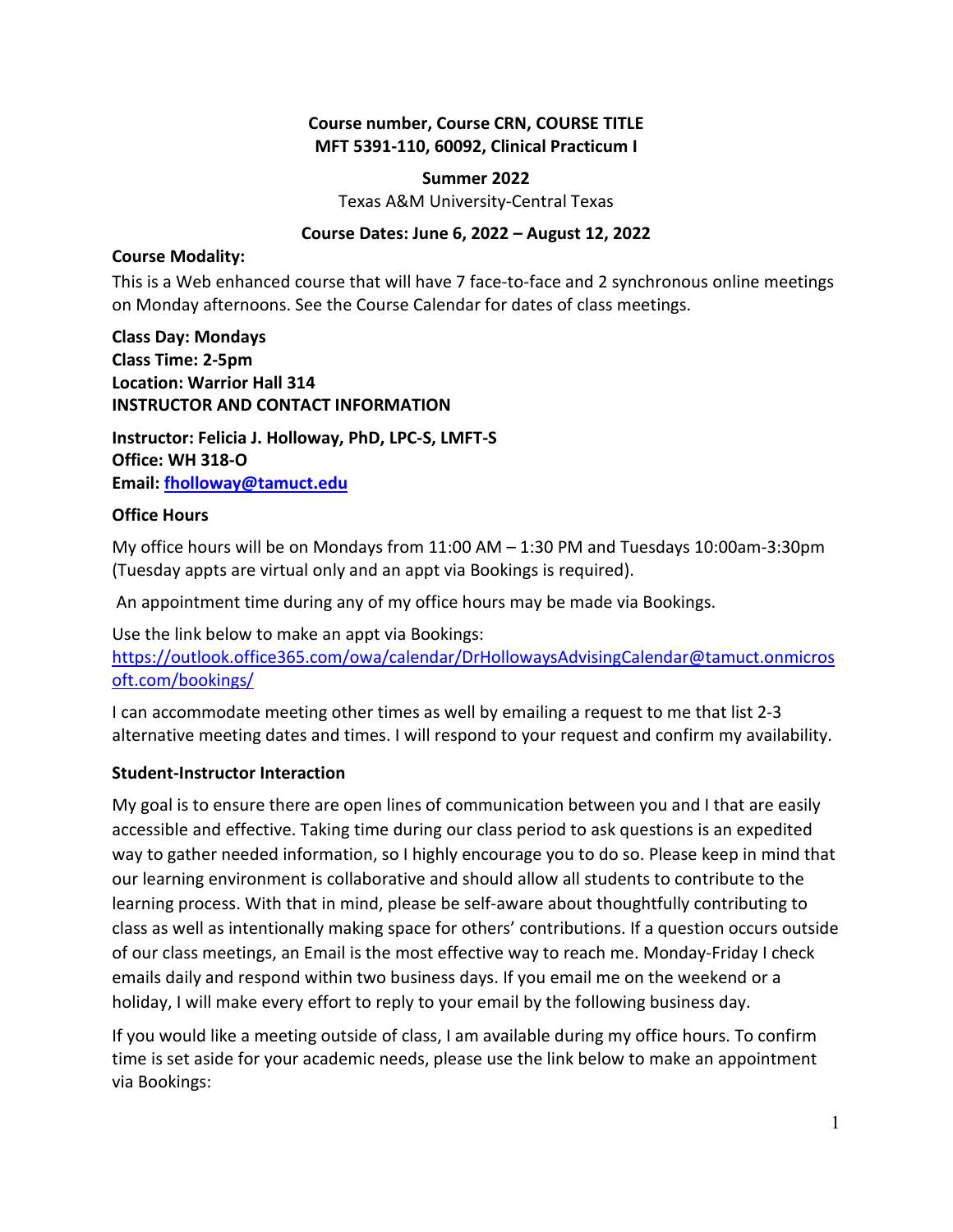**Course number, Course CRN, COURSE TITLE**
**MFT 5391-110, 60092, Clinical Practicum I**

**Summer 2022**
Texas A&M University-Central Texas

**Course Dates: June 6, 2022 – August 12, 2022**

**Course Modality:**

This is a Web enhanced course that will have 7 face-to-face and 2 synchronous online meetings on Monday afternoons. See the Course Calendar for dates of class meetings.

**Class Day: Mondays**
**Class Time: 2-5pm**
**Location: Warrior Hall 314**
**INSTRUCTOR AND CONTACT INFORMATION**

**Instructor: Felicia J. Holloway, PhD, LPC-S, LMFT-S**
**Office: WH 318-O**
**Email: [fholloway@tamuct.edu](mailto:fholloway@tamuct.edu)**

**Office Hours**

My office hours will be on Mondays from 11:00 AM – 1:30 PM and Tuesdays 10:00am-3:30pm (Tuesday appts are virtual only and an appt via Bookings is required).

An appointment time during any of my office hours may be made via Bookings.

Use the link below to make an appt via Bookings:
[https://outlook.office365.com/owa/calendar/DrHollowaysAdvisingCalendar@tamuct.onmicrosoft.com/bookings/](https://outlook.office365.com/owa/calendar/DrHollowaysAdvisingCalendar@tamuct.onmicrosoft.com/bookings/)

I can accommodate meeting other times as well by emailing a request to me that list 2-3 alternative meeting dates and times. I will respond to your request and confirm my availability.

**Student-Instructor Interaction**

My goal is to ensure there are open lines of communication between you and I that are easily accessible and effective. Taking time during our class period to ask questions is an expedited way to gather needed information, so I highly encourage you to do so. Please keep in mind that our learning environment is collaborative and should allow all students to contribute to the learning process. With that in mind, please be self-aware about thoughtfully contributing to class as well as intentionally making space for others' contributions. If a question occurs outside of our class meetings, an Email is the most effective way to reach me. Monday-Friday I check emails daily and respond within two business days. If you email me on the weekend or a holiday, I will make every effort to reply to your email by the following business day.

If you would like a meeting outside of class, I am available during my office hours. To confirm time is set aside for your academic needs, please use the link below to make an appointment via Bookings: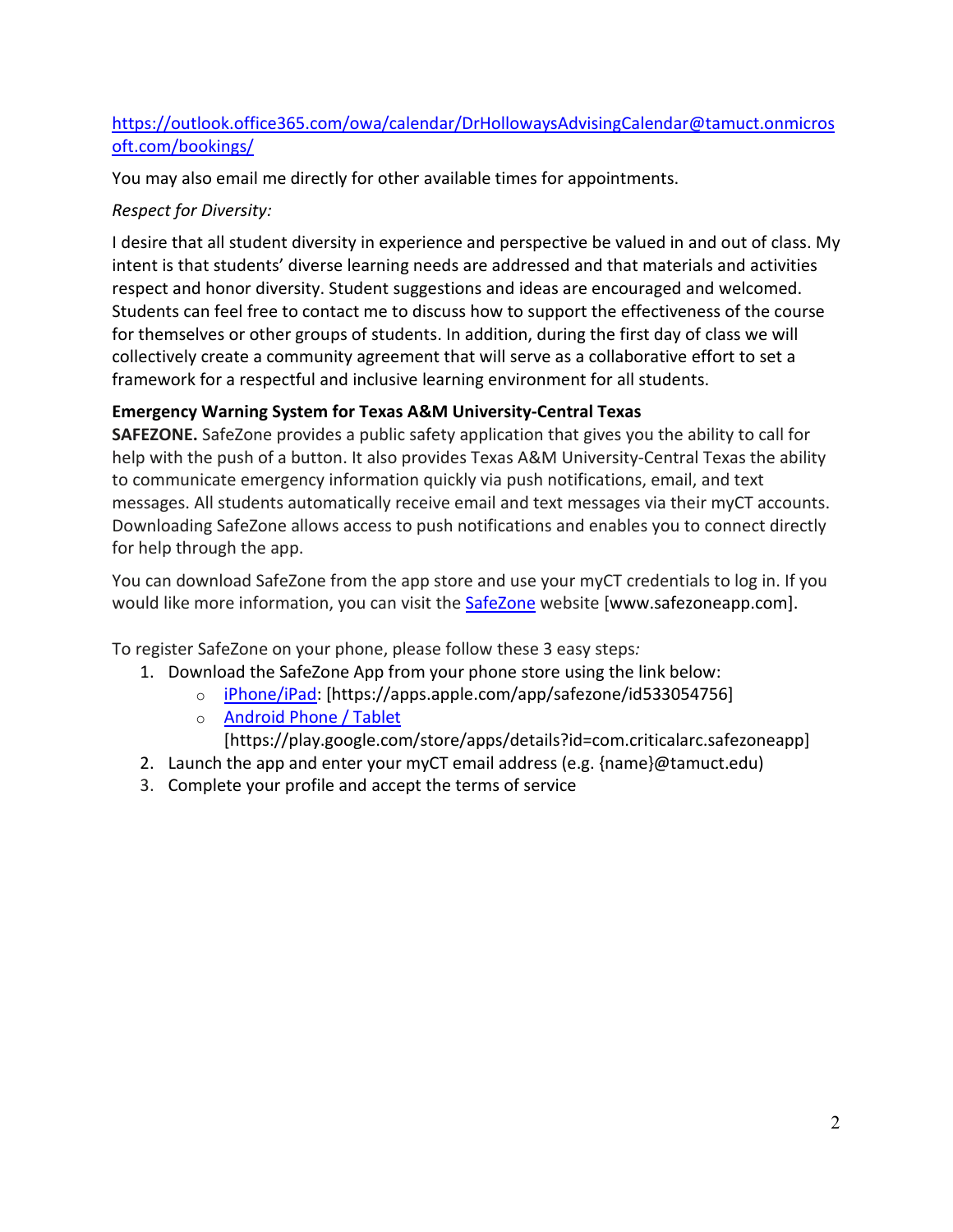[https://outlook.office365.com/owa/calendar/DrHollowaysAdvisingCalendar@tamuct.onmicrosoft.com/bookings/](https://outlook.office365.com/owa/calendar/DrHollowaysAdvisingCalendar@tamuct.onmicrosoft.com/bookings/)

You may also email me directly for other available times for appointments.

*Respect for Diversity:*

I desire that all student diversity in experience and perspective be valued in and out of class. My intent is that students' diverse learning needs are addressed and that materials and activities respect and honor diversity. Student suggestions and ideas are encouraged and welcomed. Students can feel free to contact me to discuss how to support the effectiveness of the course for themselves or other groups of students. In addition, during the first day of class we will collectively create a community agreement that will serve as a collaborative effort to set a framework for a respectful and inclusive learning environment for all students.

**Emergency Warning System for Texas A&M University-Central Texas**

**SAFEZONE.** SafeZone provides a public safety application that gives you the ability to call for help with the push of a button. It also provides Texas A&M University-Central Texas the ability to communicate emergency information quickly via push notifications, email, and text messages. All students automatically receive email and text messages via their myCT accounts. Downloading SafeZone allows access to push notifications and enables you to connect directly for help through the app.

You can download SafeZone from the app store and use your myCT credentials to log in. If you would like more information, you can visit the SafeZone website [www.safezoneapp.com].

To register SafeZone on your phone, please follow these 3 easy steps*:*

1. Download the SafeZone App from your phone store using the link below:
   - iPhone/iPad: [https://apps.apple.com/app/safezone/id533054756]
   - Android Phone / Tablet [https://play.google.com/store/apps/details?id=com.criticalarc.safezoneapp]
2. Launch the app and enter your myCT email address (e.g. {name}@tamuct.edu)
3. Complete your profile and accept the terms of service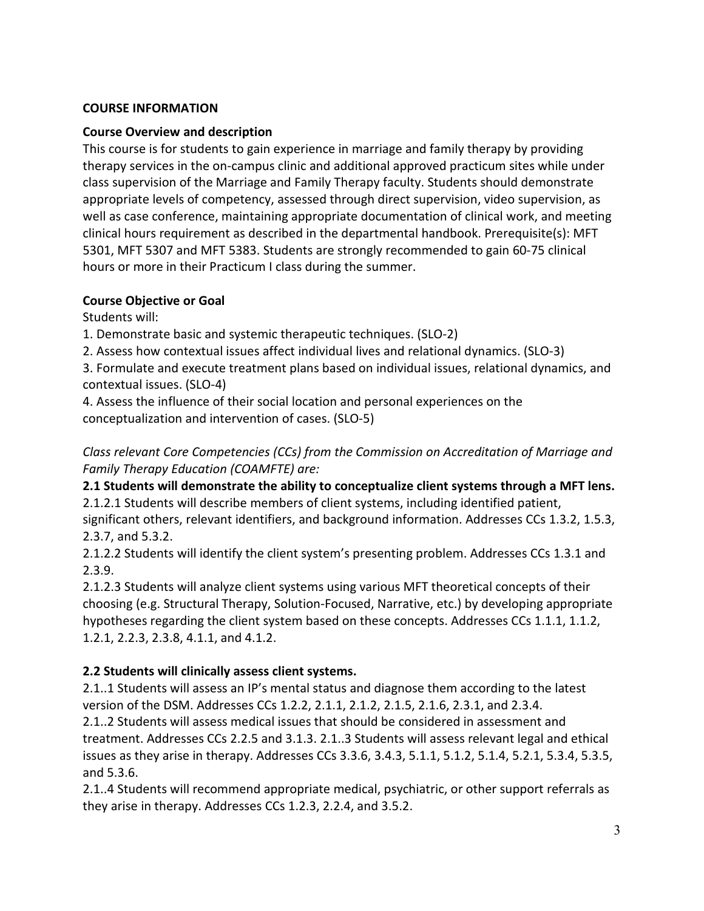**COURSE INFORMATION**

**Course Overview and description**

This course is for students to gain experience in marriage and family therapy by providing therapy services in the on-campus clinic and additional approved practicum sites while under class supervision of the Marriage and Family Therapy faculty. Students should demonstrate appropriate levels of competency, assessed through direct supervision, video supervision, as well as case conference, maintaining appropriate documentation of clinical work, and meeting clinical hours requirement as described in the departmental handbook. Prerequisite(s): MFT 5301, MFT 5307 and MFT 5383. Students are strongly recommended to gain 60-75 clinical hours or more in their Practicum I class during the summer.

**Course Objective or Goal**

Students will:

1. Demonstrate basic and systemic therapeutic techniques. (SLO-2)
2. Assess how contextual issues affect individual lives and relational dynamics. (SLO-3)
3. Formulate and execute treatment plans based on individual issues, relational dynamics, and contextual issues. (SLO-4)
4. Assess the influence of their social location and personal experiences on the conceptualization and intervention of cases. (SLO-5)

*Class relevant Core Competencies (CCs) from the Commission on Accreditation of Marriage and Family Therapy Education (COAMFTE) are:*

**2.1 Students will demonstrate the ability to conceptualize client systems through a MFT lens.**

2.1.2.1 Students will describe members of client systems, including identified patient, significant others, relevant identifiers, and background information. Addresses CCs 1.3.2, 1.5.3, 2.3.7, and 5.3.2.

2.1.2.2 Students will identify the client system's presenting problem. Addresses CCs 1.3.1 and 2.3.9.

2.1.2.3 Students will analyze client systems using various MFT theoretical concepts of their choosing (e.g. Structural Therapy, Solution-Focused, Narrative, etc.) by developing appropriate hypotheses regarding the client system based on these concepts. Addresses CCs 1.1.1, 1.1.2, 1.2.1, 2.2.3, 2.3.8, 4.1.1, and 4.1.2.

**2.2 Students will clinically assess client systems.**

2.1..1 Students will assess an IP's mental status and diagnose them according to the latest version of the DSM. Addresses CCs 1.2.2, 2.1.1, 2.1.2, 2.1.5, 2.1.6, 2.3.1, and 2.3.4.

2.1..2 Students will assess medical issues that should be considered in assessment and treatment. Addresses CCs 2.2.5 and 3.1.3. 2.1..3 Students will assess relevant legal and ethical issues as they arise in therapy. Addresses CCs 3.3.6, 3.4.3, 5.1.1, 5.1.2, 5.1.4, 5.2.1, 5.3.4, 5.3.5, and 5.3.6.

2.1..4 Students will recommend appropriate medical, psychiatric, or other support referrals as they arise in therapy. Addresses CCs 1.2.3, 2.2.4, and 3.5.2.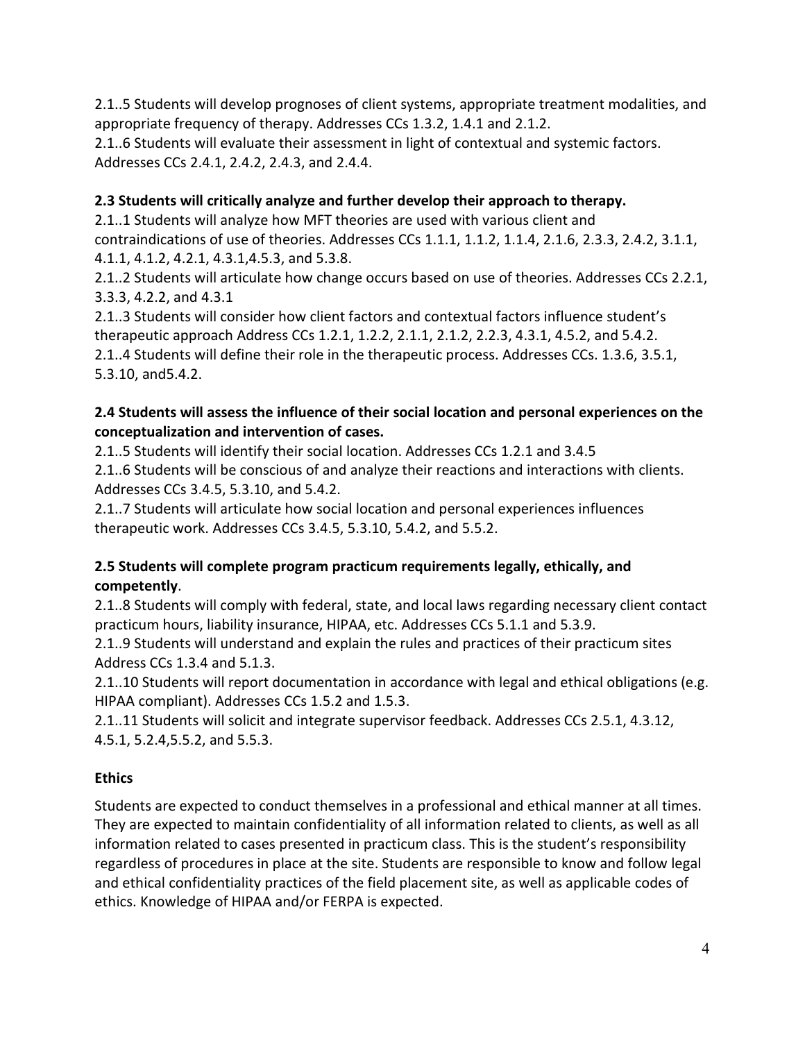2.1..5 Students will develop prognoses of client systems, appropriate treatment modalities, and appropriate frequency of therapy. Addresses CCs 1.3.2, 1.4.1 and 2.1.2.
2.1..6 Students will evaluate their assessment in light of contextual and systemic factors. Addresses CCs 2.4.1, 2.4.2, 2.4.3, and 2.4.4.

**2.3 Students will critically analyze and further develop their approach to therapy.**
2.1..1 Students will analyze how MFT theories are used with various client and contraindications of use of theories. Addresses CCs 1.1.1, 1.1.2, 1.1.4, 2.1.6, 2.3.3, 2.4.2, 3.1.1, 4.1.1, 4.1.2, 4.2.1, 4.3.1,4.5.3, and 5.3.8.
2.1..2 Students will articulate how change occurs based on use of theories. Addresses CCs 2.2.1, 3.3.3, 4.2.2, and 4.3.1
2.1..3 Students will consider how client factors and contextual factors influence student's therapeutic approach Address CCs 1.2.1, 1.2.2, 2.1.1, 2.1.2, 2.2.3, 4.3.1, 4.5.2, and 5.4.2.
2.1..4 Students will define their role in the therapeutic process. Addresses CCs. 1.3.6, 3.5.1, 5.3.10, and5.4.2.

**2.4 Students will assess the influence of their social location and personal experiences on the conceptualization and intervention of cases.**
2.1..5 Students will identify their social location. Addresses CCs 1.2.1 and 3.4.5
2.1..6 Students will be conscious of and analyze their reactions and interactions with clients. Addresses CCs 3.4.5, 5.3.10, and 5.4.2.
2.1..7 Students will articulate how social location and personal experiences influences therapeutic work. Addresses CCs 3.4.5, 5.3.10, 5.4.2, and 5.5.2.

**2.5 Students will complete program practicum requirements legally, ethically, and competently**.
2.1..8 Students will comply with federal, state, and local laws regarding necessary client contact practicum hours, liability insurance, HIPAA, etc. Addresses CCs 5.1.1 and 5.3.9.
2.1..9 Students will understand and explain the rules and practices of their practicum sites Address CCs 1.3.4 and 5.1.3.
2.1..10 Students will report documentation in accordance with legal and ethical obligations (e.g. HIPAA compliant). Addresses CCs 1.5.2 and 1.5.3.
2.1..11 Students will solicit and integrate supervisor feedback. Addresses CCs 2.5.1, 4.3.12, 4.5.1, 5.2.4,5.5.2, and 5.5.3.

**Ethics**

Students are expected to conduct themselves in a professional and ethical manner at all times. They are expected to maintain confidentiality of all information related to clients, as well as all information related to cases presented in practicum class. This is the student's responsibility regardless of procedures in place at the site. Students are responsible to know and follow legal and ethical confidentiality practices of the field placement site, as well as applicable codes of ethics. Knowledge of HIPAA and/or FERPA is expected.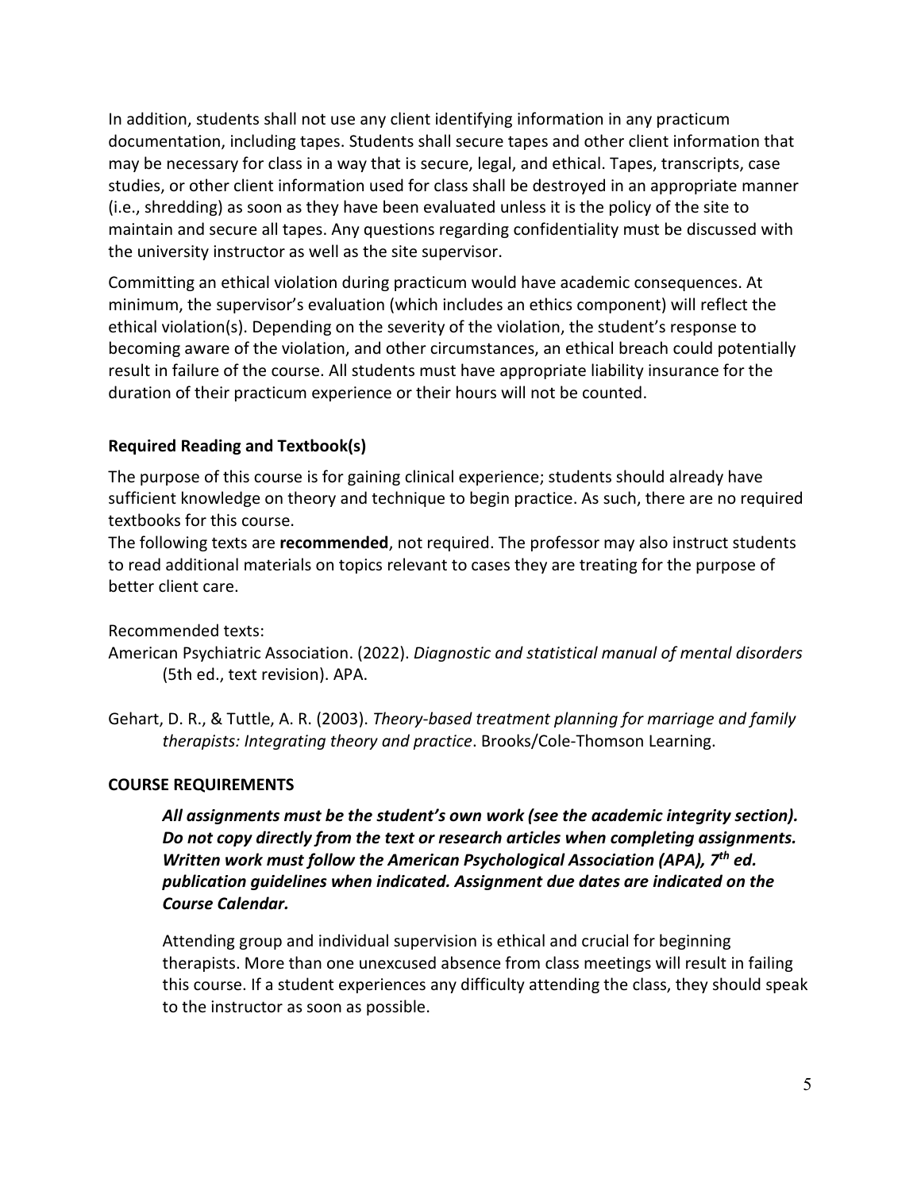In addition, students shall not use any client identifying information in any practicum documentation, including tapes. Students shall secure tapes and other client information that may be necessary for class in a way that is secure, legal, and ethical. Tapes, transcripts, case studies, or other client information used for class shall be destroyed in an appropriate manner (i.e., shredding) as soon as they have been evaluated unless it is the policy of the site to maintain and secure all tapes. Any questions regarding confidentiality must be discussed with the university instructor as well as the site supervisor.

Committing an ethical violation during practicum would have academic consequences. At minimum, the supervisor's evaluation (which includes an ethics component) will reflect the ethical violation(s). Depending on the severity of the violation, the student's response to becoming aware of the violation, and other circumstances, an ethical breach could potentially result in failure of the course. All students must have appropriate liability insurance for the duration of their practicum experience or their hours will not be counted.

### Required Reading and Textbook(s)

The purpose of this course is for gaining clinical experience; students should already have sufficient knowledge on theory and technique to begin practice. As such, there are no required textbooks for this course.

The following texts are **recommended**, not required. The professor may also instruct students to read additional materials on topics relevant to cases they are treating for the purpose of better client care.

Recommended texts:

American Psychiatric Association. (2022). *Diagnostic and statistical manual of mental disorders* (5th ed., text revision). APA.

Gehart, D. R., & Tuttle, A. R. (2003). *Theory-based treatment planning for marriage and family therapists: Integrating theory and practice*. Brooks/Cole-Thomson Learning.

## COURSE REQUIREMENTS

***All assignments must be the student's own work (see the academic integrity section). Do not copy directly from the text or research articles when completing assignments. Written work must follow the American Psychological Association (APA), 7th ed. publication guidelines when indicated. Assignment due dates are indicated on the Course Calendar.***

Attending group and individual supervision is ethical and crucial for beginning therapists. More than one unexcused absence from class meetings will result in failing this course. If a student experiences any difficulty attending the class, they should speak to the instructor as soon as possible.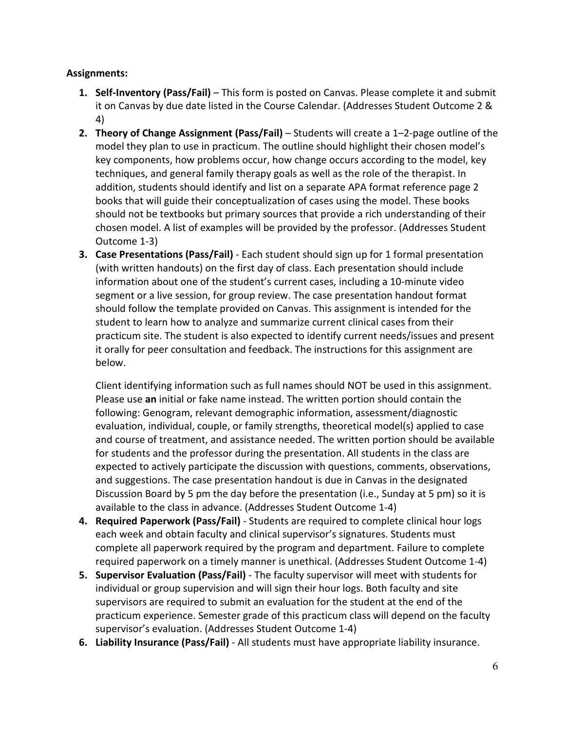**Assignments:**

1. **Self-Inventory (Pass/Fail)** – This form is posted on Canvas. Please complete it and submit it on Canvas by due date listed in the Course Calendar. (Addresses Student Outcome 2 & 4)
2. **Theory of Change Assignment (Pass/Fail)** – Students will create a 1–2-page outline of the model they plan to use in practicum. The outline should highlight their chosen model's key components, how problems occur, how change occurs according to the model, key techniques, and general family therapy goals as well as the role of the therapist. In addition, students should identify and list on a separate APA format reference page 2 books that will guide their conceptualization of cases using the model. These books should not be textbooks but primary sources that provide a rich understanding of their chosen model. A list of examples will be provided by the professor. (Addresses Student Outcome 1-3)
3. **Case Presentations (Pass/Fail)** - Each student should sign up for 1 formal presentation (with written handouts) on the first day of class. Each presentation should include information about one of the student's current cases, including a 10-minute video segment or a live session, for group review. The case presentation handout format should follow the template provided on Canvas. This assignment is intended for the student to learn how to analyze and summarize current clinical cases from their practicum site. The student is also expected to identify current needs/issues and present it orally for peer consultation and feedback. The instructions for this assignment are below.

   Client identifying information such as full names should NOT be used in this assignment. Please use **an** initial or fake name instead. The written portion should contain the following: Genogram, relevant demographic information, assessment/diagnostic evaluation, individual, couple, or family strengths, theoretical model(s) applied to case and course of treatment, and assistance needed. The written portion should be available for students and the professor during the presentation. All students in the class are expected to actively participate the discussion with questions, comments, observations, and suggestions. The case presentation handout is due in Canvas in the designated Discussion Board by 5 pm the day before the presentation (i.e., Sunday at 5 pm) so it is available to the class in advance. (Addresses Student Outcome 1-4)
4. **Required Paperwork (Pass/Fail)** - Students are required to complete clinical hour logs each week and obtain faculty and clinical supervisor's signatures. Students must complete all paperwork required by the program and department. Failure to complete required paperwork on a timely manner is unethical. (Addresses Student Outcome 1-4)
5. **Supervisor Evaluation (Pass/Fail)** - The faculty supervisor will meet with students for individual or group supervision and will sign their hour logs. Both faculty and site supervisors are required to submit an evaluation for the student at the end of the practicum experience. Semester grade of this practicum class will depend on the faculty supervisor's evaluation. (Addresses Student Outcome 1-4)
6. **Liability Insurance (Pass/Fail)** - All students must have appropriate liability insurance.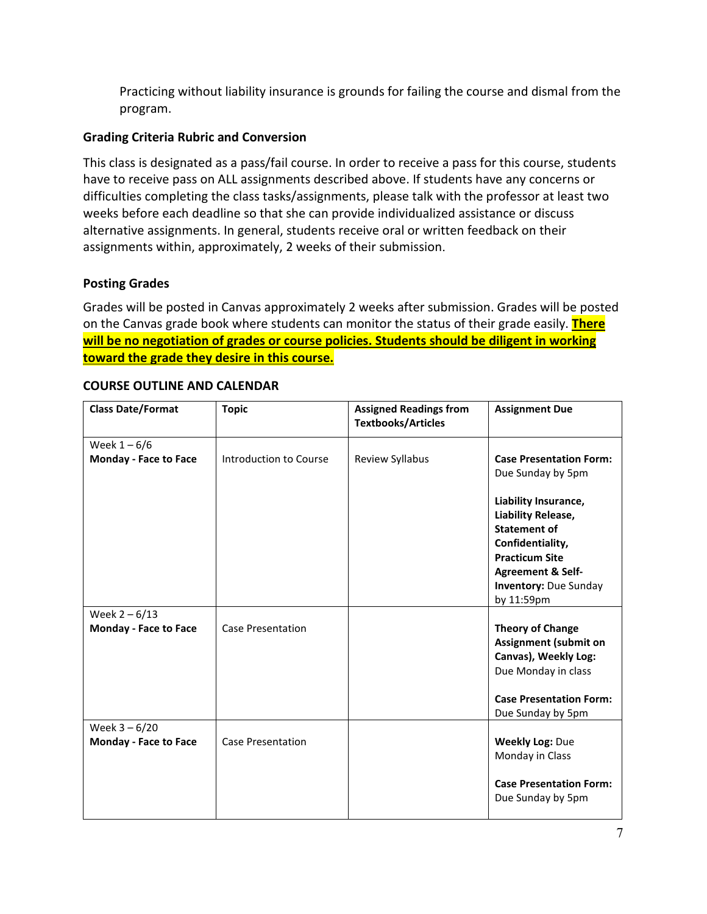Practicing without liability insurance is grounds for failing the course and dismal from the program.

### Grading Criteria Rubric and Conversion

This class is designated as a pass/fail course. In order to receive a pass for this course, students have to receive pass on ALL assignments described above. If students have any concerns or difficulties completing the class tasks/assignments, please talk with the professor at least two weeks before each deadline so that she can provide individualized assistance or discuss alternative assignments. In general, students receive oral or written feedback on their assignments within, approximately, 2 weeks of their submission.

### Posting Grades

Grades will be posted in Canvas approximately 2 weeks after submission. Grades will be posted on the Canvas grade book where students can monitor the status of their grade easily. **There will be no negotiation of grades or course policies. Students should be diligent in working toward the grade they desire in this course.**

### COURSE OUTLINE AND CALENDAR

| Class Date/Format | Topic | Assigned Readings from Textbooks/Articles | Assignment Due |
|---|---|---|---|
| Week 1 – 6/6<br>**Monday - Face to Face** | Introduction to Course | Review Syllabus | **Case Presentation Form:** Due Sunday by 5pm<br><br>**Liability Insurance, Liability Release, Statement of Confidentiality, Practicum Site Agreement & Self-Inventory:** Due Sunday by 11:59pm |
| Week 2 – 6/13<br>**Monday - Face to Face** | Case Presentation | | **Theory of Change Assignment (submit on Canvas), Weekly Log:** Due Monday in class<br><br>**Case Presentation Form:** Due Sunday by 5pm |
| Week 3 – 6/20<br>**Monday - Face to Face** | Case Presentation | | **Weekly Log:** Due Monday in Class<br><br>**Case Presentation Form:** Due Sunday by 5pm |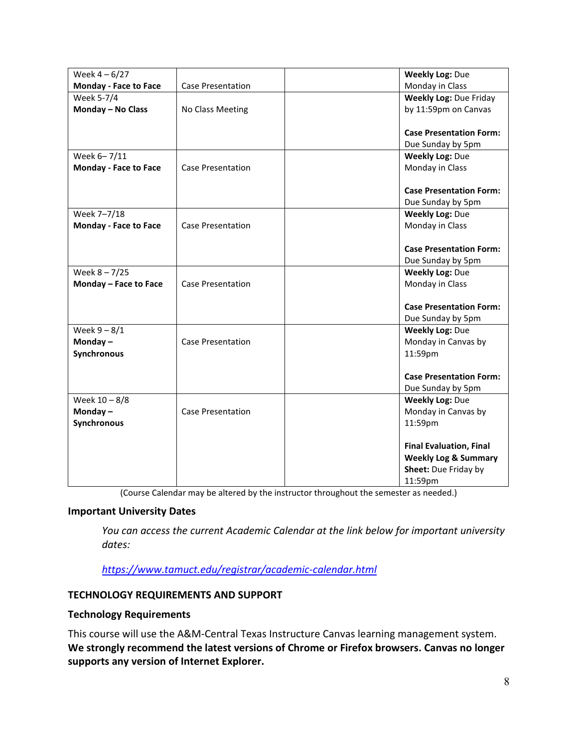| Week 4 – 6/27 **Monday - Face to Face** | Case Presentation | | **Weekly Log:** Due Monday in Class |
|---|---|---|---|
| Week 5-7/4 **Monday – No Class** | No Class Meeting | | **Weekly Log:** Due Friday by 11:59pm on Canvas<br><br>**Case Presentation Form:** Due Sunday by 5pm |
| Week 6– 7/11 **Monday - Face to Face** | Case Presentation | | **Weekly Log:** Due Monday in Class<br><br>**Case Presentation Form:** Due Sunday by 5pm |
| Week 7–7/18 **Monday - Face to Face** | Case Presentation | | **Weekly Log:** Due Monday in Class<br><br>**Case Presentation Form:** Due Sunday by 5pm |
| Week 8 – 7/25 **Monday – Face to Face** | Case Presentation | | **Weekly Log:** Due Monday in Class<br><br>**Case Presentation Form:** Due Sunday by 5pm |
| Week 9 – 8/1 **Monday – Synchronous** | Case Presentation | | **Weekly Log:** Due Monday in Canvas by 11:59pm<br><br>**Case Presentation Form:** Due Sunday by 5pm |
| Week 10 – 8/8 **Monday – Synchronous** | Case Presentation | | **Weekly Log:** Due Monday in Canvas by 11:59pm<br><br>**Final Evaluation, Final Weekly Log & Summary Sheet:** Due Friday by 11:59pm |

(Course Calendar may be altered by the instructor throughout the semester as needed.)

### Important University Dates

*You can access the current Academic Calendar at the link below for important university dates:*

*https://www.tamuct.edu/registrar/academic-calendar.html*

## TECHNOLOGY REQUIREMENTS AND SUPPORT

### Technology Requirements

This course will use the A&M-Central Texas Instructure Canvas learning management system. **We strongly recommend the latest versions of Chrome or Firefox browsers. Canvas no longer supports any version of Internet Explorer.**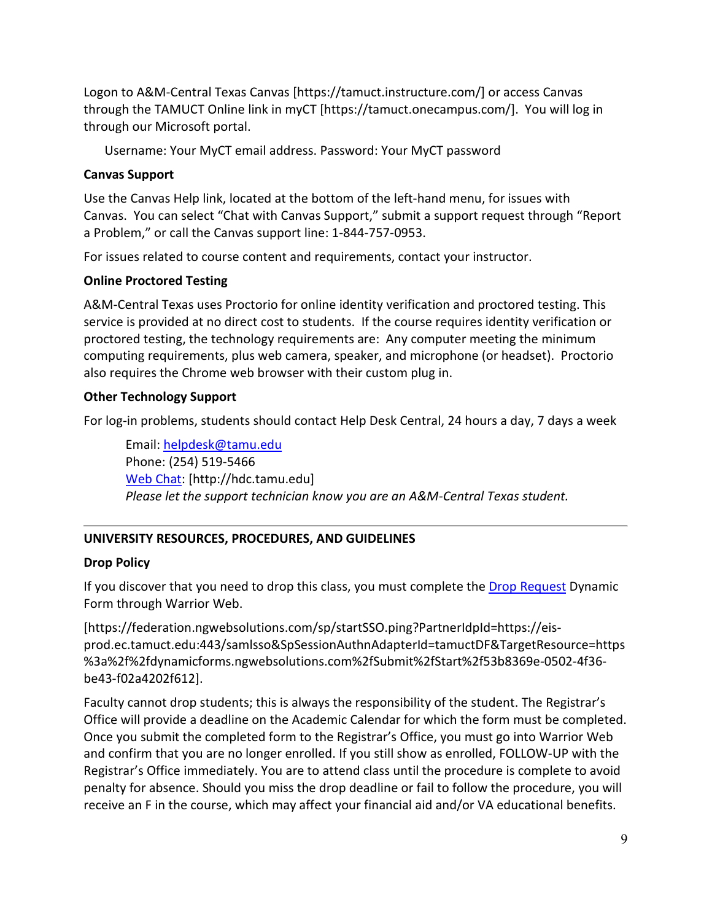Logon to A&M-Central Texas Canvas [https://tamuct.instructure.com/] or access Canvas through the TAMUCT Online link in myCT [https://tamuct.onecampus.com/]. You will log in through our Microsoft portal.

Username: Your MyCT email address. Password: Your MyCT password

**Canvas Support**

Use the Canvas Help link, located at the bottom of the left-hand menu, for issues with Canvas. You can select "Chat with Canvas Support," submit a support request through "Report a Problem," or call the Canvas support line: 1-844-757-0953.

For issues related to course content and requirements, contact your instructor.

**Online Proctored Testing**

A&M-Central Texas uses Proctorio for online identity verification and proctored testing. This service is provided at no direct cost to students. If the course requires identity verification or proctored testing, the technology requirements are: Any computer meeting the minimum computing requirements, plus web camera, speaker, and microphone (or headset). Proctorio also requires the Chrome web browser with their custom plug in.

**Other Technology Support**

For log-in problems, students should contact Help Desk Central, 24 hours a day, 7 days a week

Email: helpdesk@tamu.edu
Phone: (254) 519-5466
Web Chat: [http://hdc.tamu.edu]
*Please let the support technician know you are an A&M-Central Texas student.*

---

**UNIVERSITY RESOURCES, PROCEDURES, AND GUIDELINES**

**Drop Policy**

If you discover that you need to drop this class, you must complete the Drop Request Dynamic Form through Warrior Web.

[https://federation.ngwebsolutions.com/sp/startSSO.ping?PartnerIdpId=https://eis-prod.ec.tamuct.edu:443/samlsso&SpSessionAuthnAdapterId=tamuctDF&TargetResource=https%3a%2f%2fdynamicforms.ngwebsolutions.com%2fSubmit%2fStart%2f53b8369e-0502-4f36-be43-f02a4202f612].

Faculty cannot drop students; this is always the responsibility of the student. The Registrar's Office will provide a deadline on the Academic Calendar for which the form must be completed. Once you submit the completed form to the Registrar's Office, you must go into Warrior Web and confirm that you are no longer enrolled. If you still show as enrolled, FOLLOW-UP with the Registrar's Office immediately. You are to attend class until the procedure is complete to avoid penalty for absence. Should you miss the drop deadline or fail to follow the procedure, you will receive an F in the course, which may affect your financial aid and/or VA educational benefits.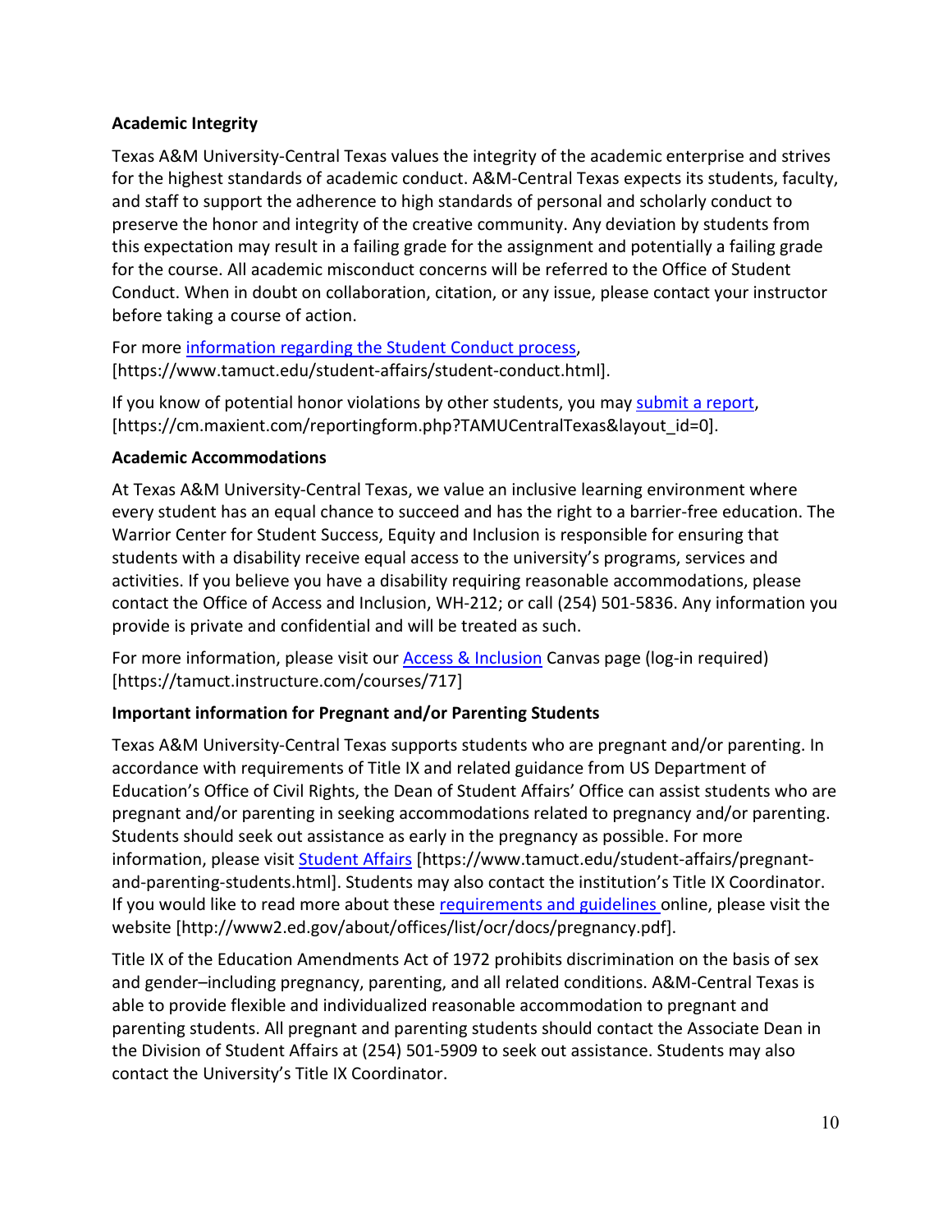**Academic Integrity**

Texas A&M University-Central Texas values the integrity of the academic enterprise and strives for the highest standards of academic conduct. A&M-Central Texas expects its students, faculty, and staff to support the adherence to high standards of personal and scholarly conduct to preserve the honor and integrity of the creative community. Any deviation by students from this expectation may result in a failing grade for the assignment and potentially a failing grade for the course. All academic misconduct concerns will be referred to the Office of Student Conduct. When in doubt on collaboration, citation, or any issue, please contact your instructor before taking a course of action.

For more [information regarding the Student Conduct process](https://www.tamuct.edu/student-affairs/student-conduct.html), [https://www.tamuct.edu/student-affairs/student-conduct.html].

If you know of potential honor violations by other students, you may [submit a report](https://cm.maxient.com/reportingform.php?TAMUCentralTexas&layout_id=0), [https://cm.maxient.com/reportingform.php?TAMUCentralTexas&layout_id=0].

**Academic Accommodations**

At Texas A&M University-Central Texas, we value an inclusive learning environment where every student has an equal chance to succeed and has the right to a barrier-free education. The Warrior Center for Student Success, Equity and Inclusion is responsible for ensuring that students with a disability receive equal access to the university's programs, services and activities. If you believe you have a disability requiring reasonable accommodations, please contact the Office of Access and Inclusion, WH-212; or call (254) 501-5836. Any information you provide is private and confidential and will be treated as such.

For more information, please visit our [Access & Inclusion](https://tamuct.instructure.com/courses/717) Canvas page (log-in required) [https://tamuct.instructure.com/courses/717]

**Important information for Pregnant and/or Parenting Students**

Texas A&M University-Central Texas supports students who are pregnant and/or parenting. In accordance with requirements of Title IX and related guidance from US Department of Education's Office of Civil Rights, the Dean of Student Affairs' Office can assist students who are pregnant and/or parenting in seeking accommodations related to pregnancy and/or parenting. Students should seek out assistance as early in the pregnancy as possible. For more information, please visit [Student Affairs](https://www.tamuct.edu/student-affairs/pregnant-and-parenting-students.html) [https://www.tamuct.edu/student-affairs/pregnant-and-parenting-students.html]. Students may also contact the institution's Title IX Coordinator. If you would like to read more about these [requirements and guidelines](http://www2.ed.gov/about/offices/list/ocr/docs/pregnancy.pdf) online, please visit the website [http://www2.ed.gov/about/offices/list/ocr/docs/pregnancy.pdf].

Title IX of the Education Amendments Act of 1972 prohibits discrimination on the basis of sex and gender–including pregnancy, parenting, and all related conditions. A&M-Central Texas is able to provide flexible and individualized reasonable accommodation to pregnant and parenting students. All pregnant and parenting students should contact the Associate Dean in the Division of Student Affairs at (254) 501-5909 to seek out assistance. Students may also contact the University's Title IX Coordinator.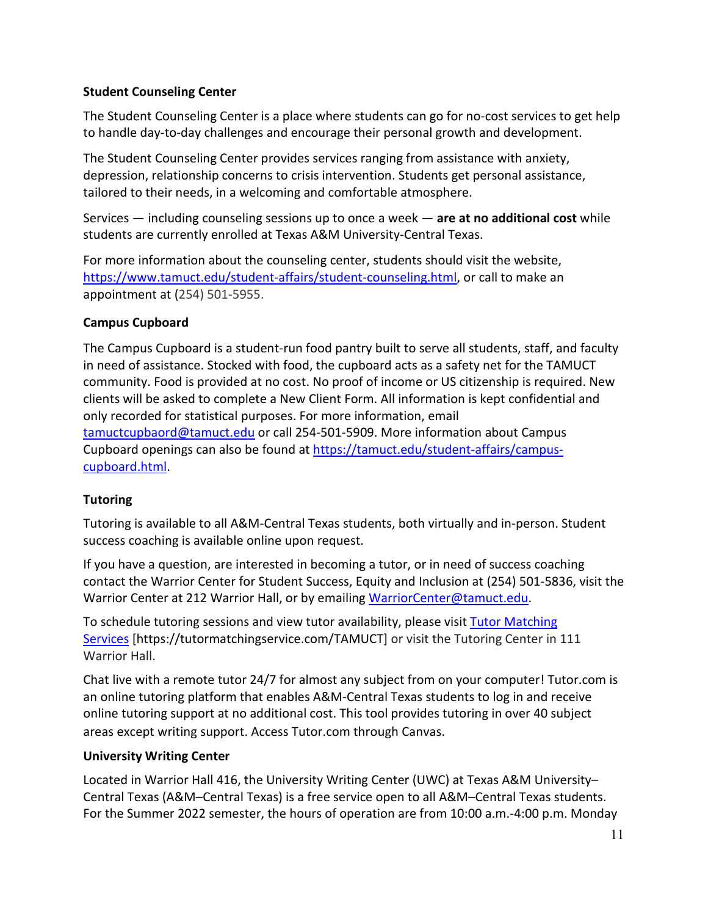**Student Counseling Center**

The Student Counseling Center is a place where students can go for no-cost services to get help to handle day-to-day challenges and encourage their personal growth and development.

The Student Counseling Center provides services ranging from assistance with anxiety, depression, relationship concerns to crisis intervention. Students get personal assistance, tailored to their needs, in a welcoming and comfortable atmosphere.

Services — including counseling sessions up to once a week — **are at no additional cost** while students are currently enrolled at Texas A&M University-Central Texas.

For more information about the counseling center, students should visit the website, [https://www.tamuct.edu/student-affairs/student-counseling.html](https://www.tamuct.edu/student-affairs/student-counseling.html), or call to make an appointment at (254) 501-5955.

**Campus Cupboard**

The Campus Cupboard is a student-run food pantry built to serve all students, staff, and faculty in need of assistance. Stocked with food, the cupboard acts as a safety net for the TAMUCT community. Food is provided at no cost. No proof of income or US citizenship is required. New clients will be asked to complete a New Client Form. All information is kept confidential and only recorded for statistical purposes. For more information, email [tamuctcupbaord@tamuct.edu](mailto:tamuctcupbaord@tamuct.edu) or call 254-501-5909. More information about Campus Cupboard openings can also be found at [https://tamuct.edu/student-affairs/campus-cupboard.html](https://tamuct.edu/student-affairs/campus-cupboard.html).

**Tutoring**

Tutoring is available to all A&M-Central Texas students, both virtually and in-person. Student success coaching is available online upon request.

If you have a question, are interested in becoming a tutor, or in need of success coaching contact the Warrior Center for Student Success, Equity and Inclusion at (254) 501-5836, visit the Warrior Center at 212 Warrior Hall, or by emailing [WarriorCenter@tamuct.edu](mailto:WarriorCenter@tamuct.edu).

To schedule tutoring sessions and view tutor availability, please visit [Tutor Matching Services](https://tutormatchingservice.com/TAMUCT) [https://tutormatchingservice.com/TAMUCT] or visit the Tutoring Center in 111 Warrior Hall.

Chat live with a remote tutor 24/7 for almost any subject from on your computer! Tutor.com is an online tutoring platform that enables A&M-Central Texas students to log in and receive online tutoring support at no additional cost. This tool provides tutoring in over 40 subject areas except writing support. Access Tutor.com through Canvas.

**University Writing Center**

Located in Warrior Hall 416, the University Writing Center (UWC) at Texas A&M University–Central Texas (A&M–Central Texas) is a free service open to all A&M–Central Texas students. For the Summer 2022 semester, the hours of operation are from 10:00 a.m.-4:00 p.m. Monday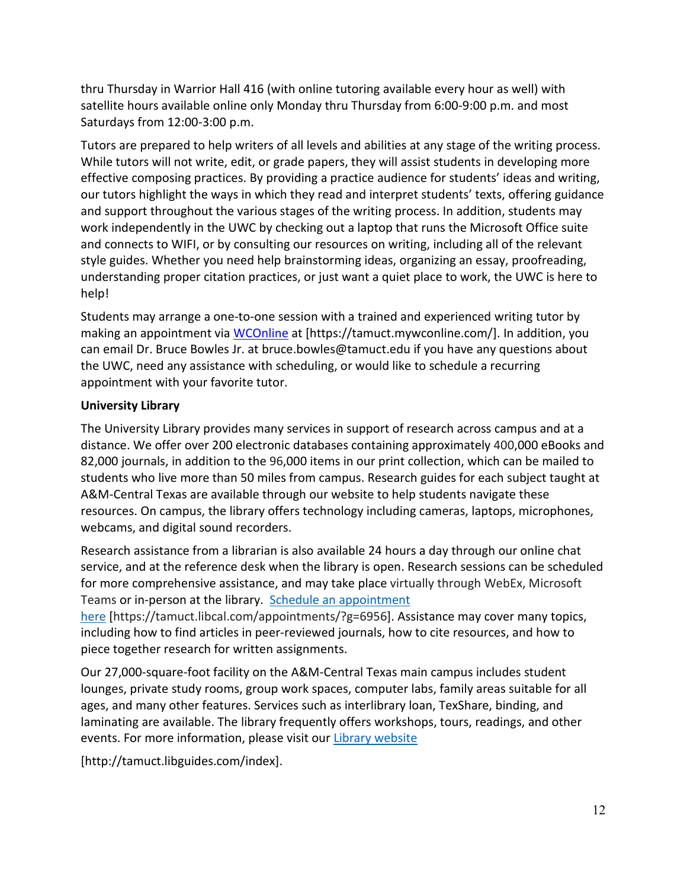thru Thursday in Warrior Hall 416 (with online tutoring available every hour as well) with satellite hours available online only Monday thru Thursday from 6:00-9:00 p.m. and most Saturdays from 12:00-3:00 p.m.

Tutors are prepared to help writers of all levels and abilities at any stage of the writing process. While tutors will not write, edit, or grade papers, they will assist students in developing more effective composing practices. By providing a practice audience for students' ideas and writing, our tutors highlight the ways in which they read and interpret students' texts, offering guidance and support throughout the various stages of the writing process. In addition, students may work independently in the UWC by checking out a laptop that runs the Microsoft Office suite and connects to WIFI, or by consulting our resources on writing, including all of the relevant style guides. Whether you need help brainstorming ideas, organizing an essay, proofreading, understanding proper citation practices, or just want a quiet place to work, the UWC is here to help!

Students may arrange a one-to-one session with a trained and experienced writing tutor by making an appointment via WCOnline at [https://tamuct.mywconline.com/]. In addition, you can email Dr. Bruce Bowles Jr. at bruce.bowles@tamuct.edu if you have any questions about the UWC, need any assistance with scheduling, or would like to schedule a recurring appointment with your favorite tutor.

**University Library**

The University Library provides many services in support of research across campus and at a distance. We offer over 200 electronic databases containing approximately 400,000 eBooks and 82,000 journals, in addition to the 96,000 items in our print collection, which can be mailed to students who live more than 50 miles from campus. Research guides for each subject taught at A&M-Central Texas are available through our website to help students navigate these resources. On campus, the library offers technology including cameras, laptops, microphones, webcams, and digital sound recorders.

Research assistance from a librarian is also available 24 hours a day through our online chat service, and at the reference desk when the library is open. Research sessions can be scheduled for more comprehensive assistance, and may take place virtually through WebEx, Microsoft Teams or in-person at the library. Schedule an appointment here [https://tamuct.libcal.com/appointments/?g=6956]. Assistance may cover many topics, including how to find articles in peer-reviewed journals, how to cite resources, and how to piece together research for written assignments.

Our 27,000-square-foot facility on the A&M-Central Texas main campus includes student lounges, private study rooms, group work spaces, computer labs, family areas suitable for all ages, and many other features. Services such as interlibrary loan, TexShare, binding, and laminating are available. The library frequently offers workshops, tours, readings, and other events. For more information, please visit our Library website

[http://tamuct.libguides.com/index].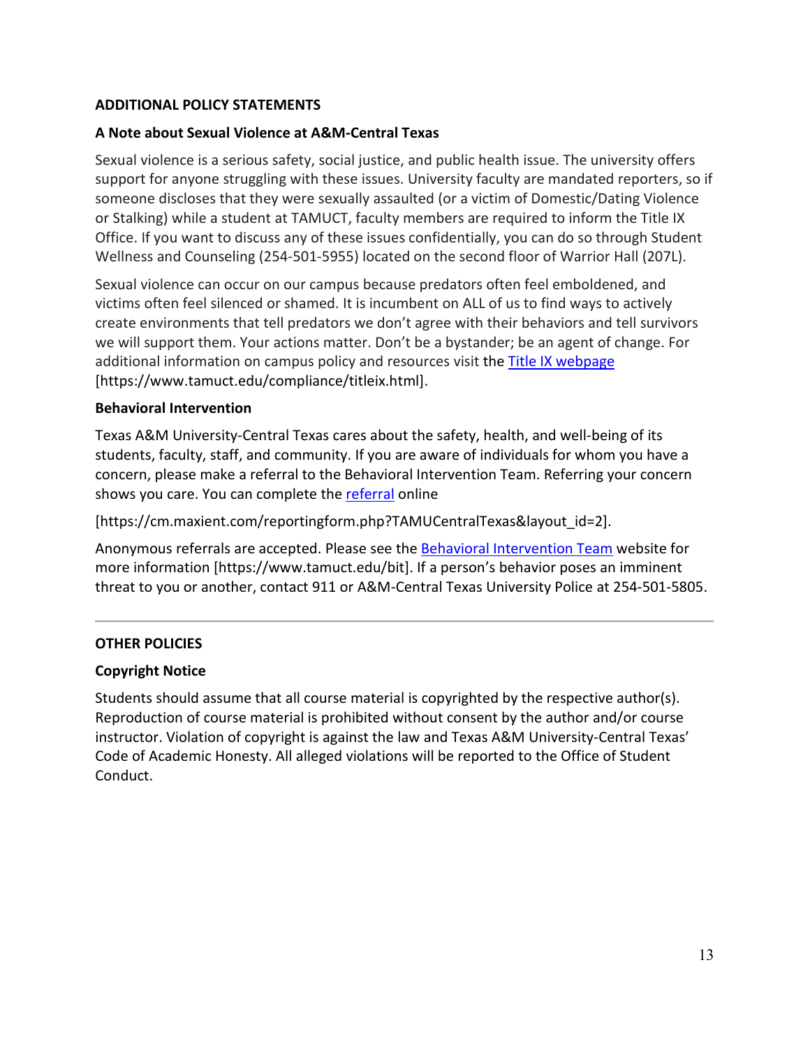**ADDITIONAL POLICY STATEMENTS**

**A Note about Sexual Violence at A&M-Central Texas**

Sexual violence is a serious safety, social justice, and public health issue. The university offers support for anyone struggling with these issues. University faculty are mandated reporters, so if someone discloses that they were sexually assaulted (or a victim of Domestic/Dating Violence or Stalking) while a student at TAMUCT, faculty members are required to inform the Title IX Office. If you want to discuss any of these issues confidentially, you can do so through Student Wellness and Counseling (254-501-5955) located on the second floor of Warrior Hall (207L).

Sexual violence can occur on our campus because predators often feel emboldened, and victims often feel silenced or shamed. It is incumbent on ALL of us to find ways to actively create environments that tell predators we don't agree with their behaviors and tell survivors we will support them. Your actions matter. Don't be a bystander; be an agent of change. For additional information on campus policy and resources visit the Title IX webpage [https://www.tamuct.edu/compliance/titleix.html].

**Behavioral Intervention**

Texas A&M University-Central Texas cares about the safety, health, and well-being of its students, faculty, staff, and community. If you are aware of individuals for whom you have a concern, please make a referral to the Behavioral Intervention Team. Referring your concern shows you care. You can complete the referral online

[https://cm.maxient.com/reportingform.php?TAMUCentralTexas&layout_id=2].

Anonymous referrals are accepted. Please see the Behavioral Intervention Team website for more information [https://www.tamuct.edu/bit]. If a person's behavior poses an imminent threat to you or another, contact 911 or A&M-Central Texas University Police at 254-501-5805.

---

**OTHER POLICIES**

**Copyright Notice**

Students should assume that all course material is copyrighted by the respective author(s). Reproduction of course material is prohibited without consent by the author and/or course instructor. Violation of copyright is against the law and Texas A&M University-Central Texas' Code of Academic Honesty. All alleged violations will be reported to the Office of Student Conduct.